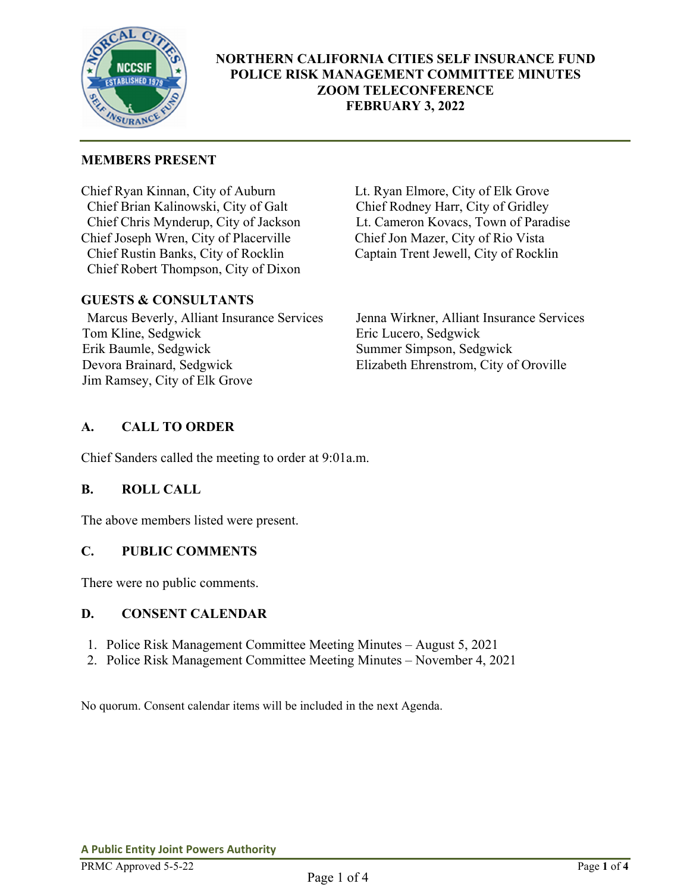# NORTHERN CALIFORNIA CITIES SELF INSURANCE FUND
# POLICE RISK MANAGEMENT COMMITTEE MINUTES
# ZOOM TELECONFERENCE
# FEBRUARY 3, 2022

## MEMBERS PRESENT

Chief Ryan Kinnan, City of Auburn
Chief Brian Kalinowski, City of Galt
Chief Chris Mynderup, City of Jackson
Chief Joseph Wren, City of Placerville
Chief Rustin Banks, City of Rocklin
Chief Robert Thompson, City of Dixon
Lt. Ryan Elmore, City of Elk Grove
Chief Rodney Harr, City of Gridley
Lt. Cameron Kovacs, Town of Paradise
Chief Jon Mazer, City of Rio Vista
Captain Trent Jewell, City of Rocklin

## GUESTS & CONSULTANTS

Marcus Beverly, Alliant Insurance Services
Tom Kline, Sedgwick
Erik Baumle, Sedgwick
Devora Brainard, Sedgwick
Jim Ramsey, City of Elk Grove
Jenna Wirkner, Alliant Insurance Services
Eric Lucero, Sedgwick
Summer Simpson, Sedgwick
Elizabeth Ehrenstrom, City of Oroville

## A. CALL TO ORDER

Chief Sanders called the meeting to order at 9:01a.m.

## B. ROLL CALL

The above members listed were present.

## C. PUBLIC COMMENTS

There were no public comments.

## D. CONSENT CALENDAR

1. Police Risk Management Committee Meeting Minutes – August 5, 2021
2. Police Risk Management Committee Meeting Minutes – November 4, 2021

No quorum. Consent calendar items will be included in the next Agenda.

A Public Entity Joint Powers Authority

PRMC Approved 5-5-22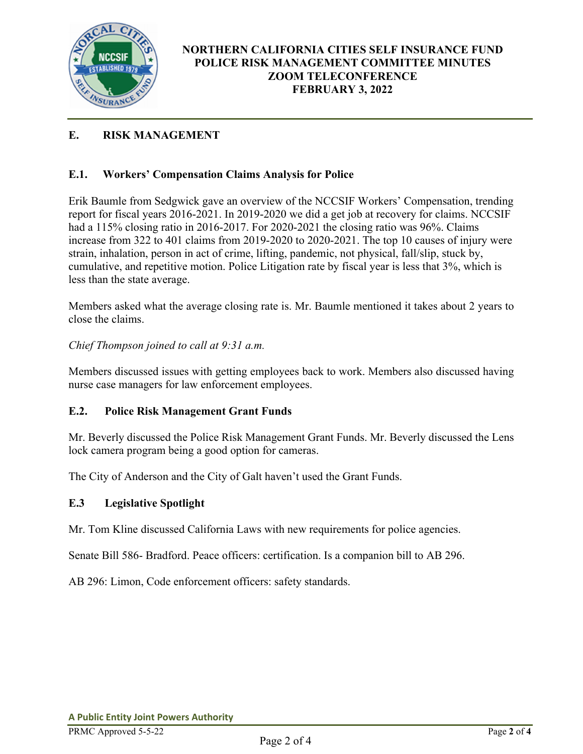NORTHERN CALIFORNIA CITIES SELF INSURANCE FUND
POLICE RISK MANAGEMENT COMMITTEE MINUTES
ZOOM TELECONFERENCE
FEBRUARY 3, 2022

## E. RISK MANAGEMENT

### E.1. Workers' Compensation Claims Analysis for Police

Erik Baumle from Sedgwick gave an overview of the NCCSIF Workers' Compensation, trending report for fiscal years 2016-2021. In 2019-2020 we did a get job at recovery for claims. NCCSIF had a 115% closing ratio in 2016-2017. For 2020-2021 the closing ratio was 96%. Claims increase from 322 to 401 claims from 2019-2020 to 2020-2021. The top 10 causes of injury were strain, inhalation, person in act of crime, lifting, pandemic, not physical, fall/slip, stuck by, cumulative, and repetitive motion. Police Litigation rate by fiscal year is less that 3%, which is less than the state average.

Members asked what the average closing rate is. Mr. Baumle mentioned it takes about 2 years to close the claims.

*Chief Thompson joined to call at 9:31 a.m.*

Members discussed issues with getting employees back to work. Members also discussed having nurse case managers for law enforcement employees.

### E.2. Police Risk Management Grant Funds

Mr. Beverly discussed the Police Risk Management Grant Funds. Mr. Beverly discussed the Lens lock camera program being a good option for cameras.

The City of Anderson and the City of Galt haven't used the Grant Funds.

### E.3 Legislative Spotlight

Mr. Tom Kline discussed California Laws with new requirements for police agencies.

Senate Bill 586- Bradford. Peace officers: certification. Is a companion bill to AB 296.

AB 296: Limon, Code enforcement officers: safety standards.

**A Public Entity Joint Powers Authority**

PRMC Approved 5-5-22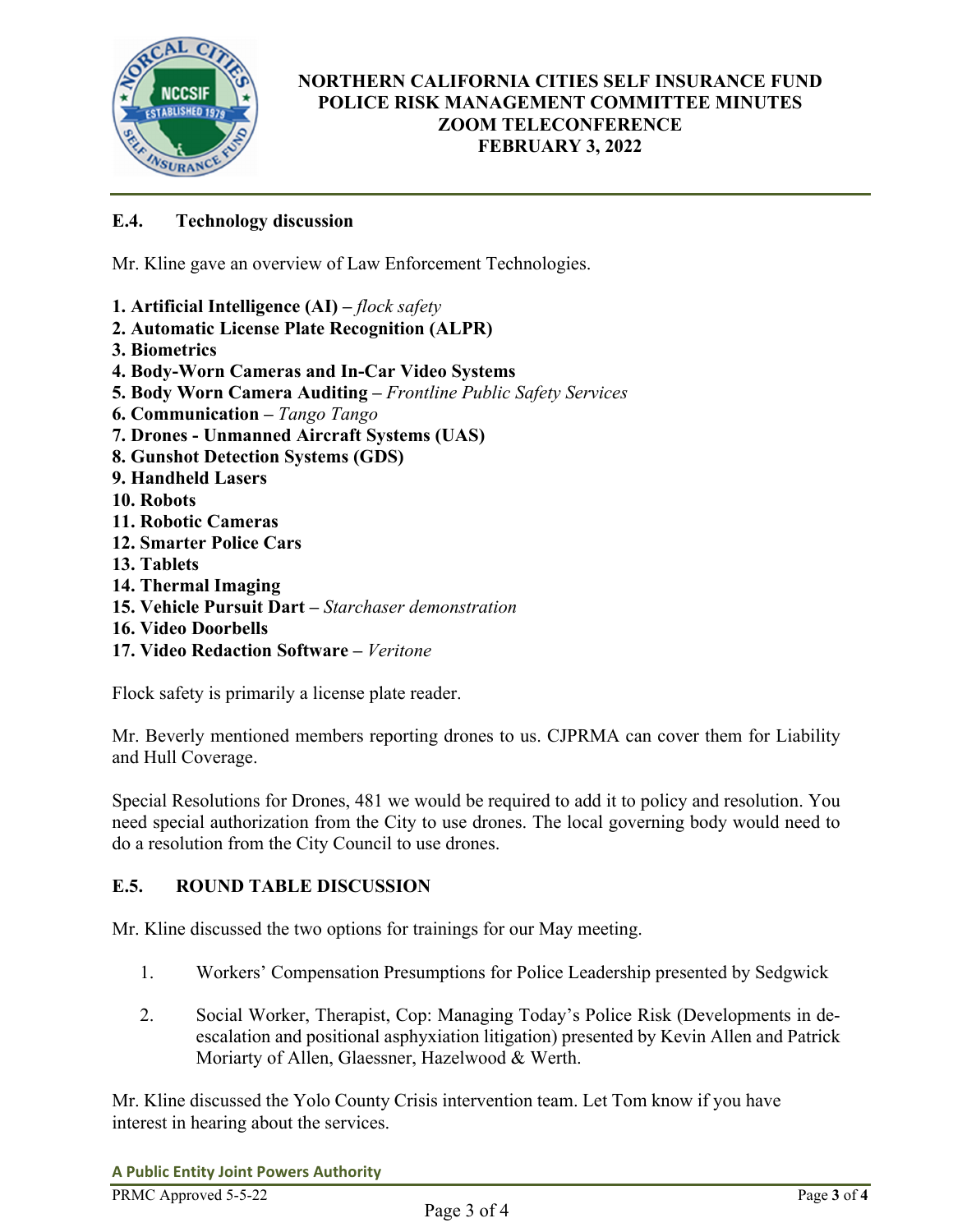### E.4. Technology discussion

Mr. Kline gave an overview of Law Enforcement Technologies.

1. **Artificial Intelligence (AI) –** *flock safety*
2. **Automatic License Plate Recognition (ALPR)**
3. **Biometrics**
4. **Body-Worn Cameras and In-Car Video Systems**
5. **Body Worn Camera Auditing –** *Frontline Public Safety Services*
6. **Communication –** *Tango Tango*
7. **Drones - Unmanned Aircraft Systems (UAS)**
8. **Gunshot Detection Systems (GDS)**
9. **Handheld Lasers**
10. **Robots**
11. **Robotic Cameras**
12. **Smarter Police Cars**
13. **Tablets**
14. **Thermal Imaging**
15. **Vehicle Pursuit Dart –** *Starchaser demonstration*
16. **Video Doorbells**
17. **Video Redaction Software –** *Veritone*

Flock safety is primarily a license plate reader.

Mr. Beverly mentioned members reporting drones to us. CJPRMA can cover them for Liability and Hull Coverage.

Special Resolutions for Drones, 481 we would be required to add it to policy and resolution. You need special authorization from the City to use drones. The local governing body would need to do a resolution from the City Council to use drones.

### E.5. ROUND TABLE DISCUSSION

Mr. Kline discussed the two options for trainings for our May meeting.

1. Workers' Compensation Presumptions for Police Leadership presented by Sedgwick

2. Social Worker, Therapist, Cop: Managing Today's Police Risk (Developments in de-escalation and positional asphyxiation litigation) presented by Kevin Allen and Patrick Moriarty of Allen, Glaessner, Hazelwood & Werth.

Mr. Kline discussed the Yolo County Crisis intervention team. Let Tom know if you have interest in hearing about the services.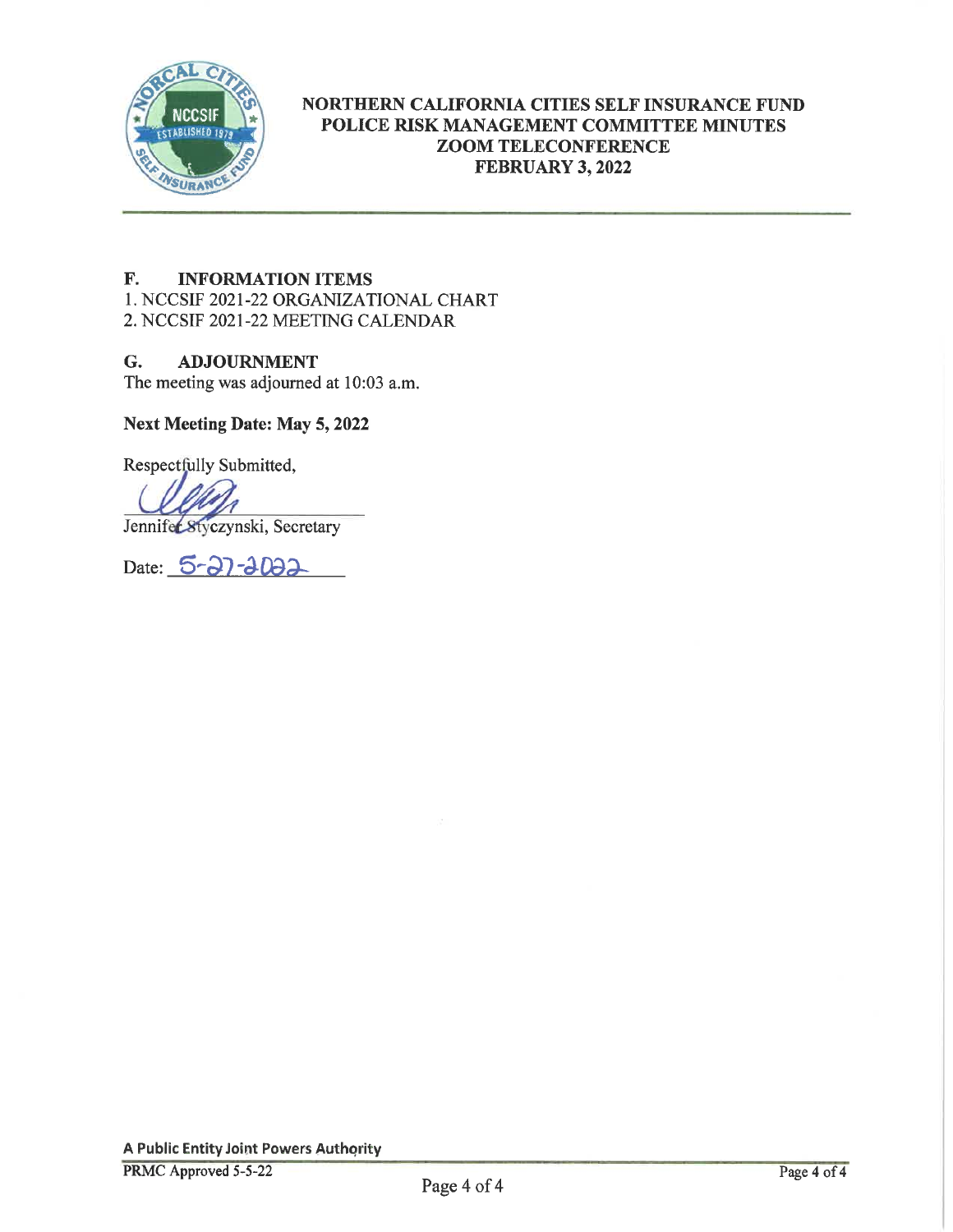## F. INFORMATION ITEMS

1. NCCSIF 2021-22 ORGANIZATIONAL CHART
2. NCCSIF 2021-22 MEETING CALENDAR

## G. ADJOURNMENT

The meeting was adjourned at 10:03 a.m.

**Next Meeting Date: May 5, 2022**

Respectfully Submitted,

Jennifer Styczynski, Secretary

Date: 5-27-2022

A Public Entity Joint Powers Authority

PRMC Approved 5-5-22